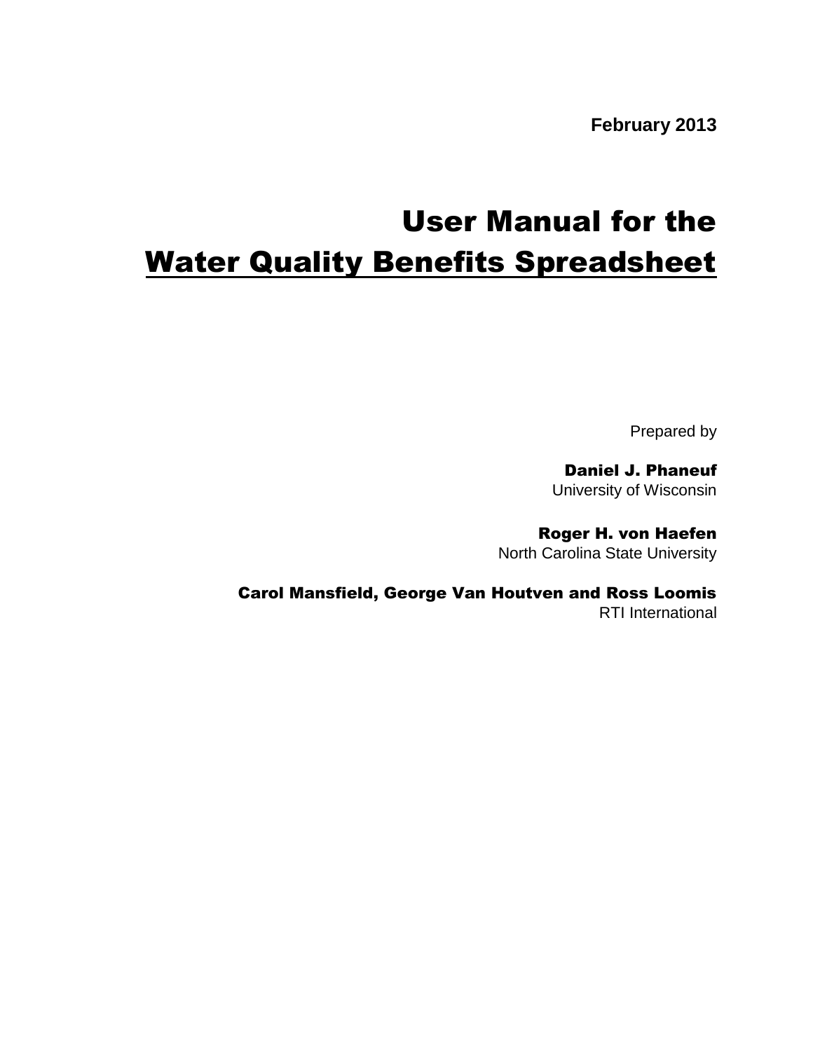**February 2013**

# User Manual for the Water Quality Benefits Spreadsheet

Prepared by

**Daniel J. Phaneuf**
University of Wisconsin

**Roger H. von Haefen**
North Carolina State University

**Carol Mansfield, George Van Houtven and Ross Loomis**
RTI International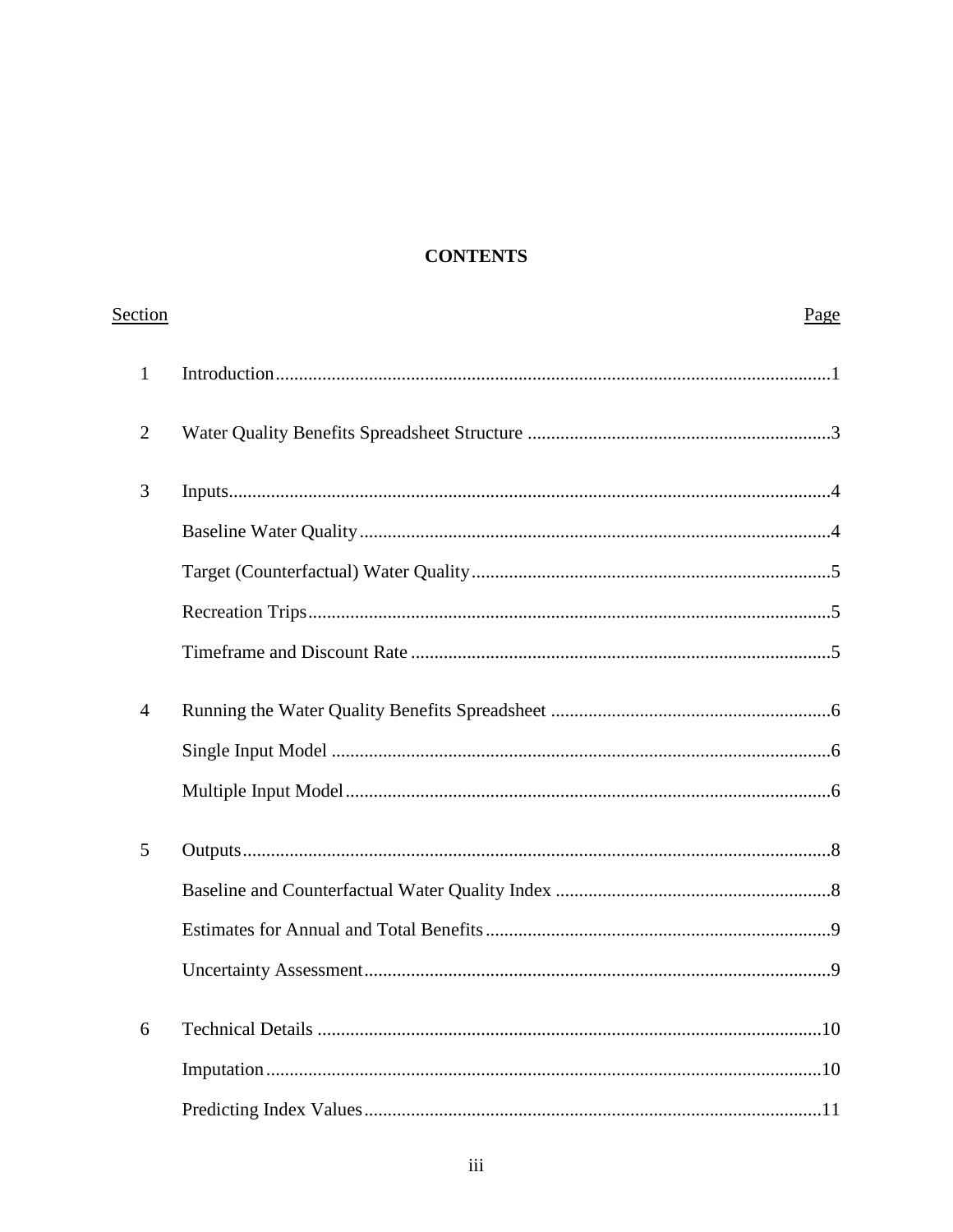**CONTENTS**

| Section | | Page |
|---|---|---|
| 1 | Introduction | 1 |
| 2 | Water Quality Benefits Spreadsheet Structure | 3 |
| 3 | Inputs | 4 |
| | Baseline Water Quality | 4 |
| | Target (Counterfactual) Water Quality | 5 |
| | Recreation Trips | 5 |
| | Timeframe and Discount Rate | 5 |
| 4 | Running the Water Quality Benefits Spreadsheet | 6 |
| | Single Input Model | 6 |
| | Multiple Input Model | 6 |
| 5 | Outputs | 8 |
| | Baseline and Counterfactual Water Quality Index | 8 |
| | Estimates for Annual and Total Benefits | 9 |
| | Uncertainty Assessment | 9 |
| 6 | Technical Details | 10 |
| | Imputation | 10 |
| | Predicting Index Values | 11 |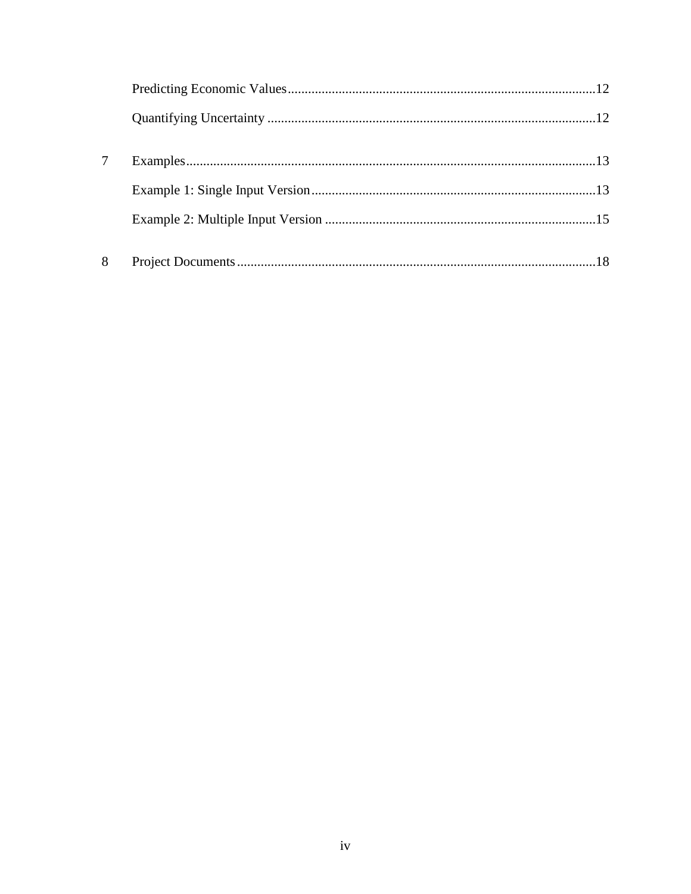Predicting Economic Values ........................................................................................... 12

Quantifying Uncertainty ................................................................................................ 12

7 Examples ........................................................................................................................ 13

Example 1: Single Input Version .................................................................................... 13

Example 2: Multiple Input Version ................................................................................ 15

8 Project Documents .......................................................................................................... 18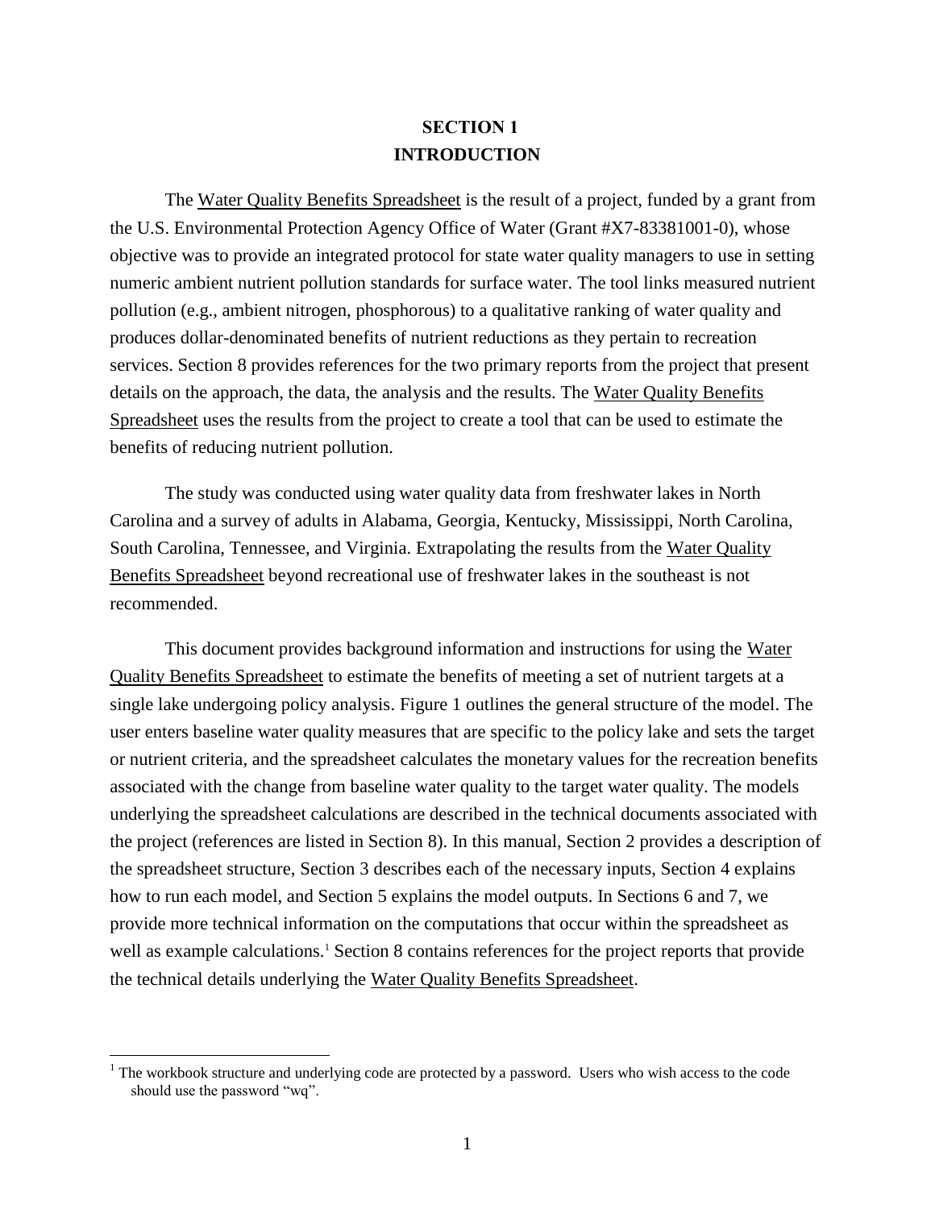# SECTION 1
# INTRODUCTION

The Water Quality Benefits Spreadsheet is the result of a project, funded by a grant from the U.S. Environmental Protection Agency Office of Water (Grant #X7-83381001-0), whose objective was to provide an integrated protocol for state water quality managers to use in setting numeric ambient nutrient pollution standards for surface water. The tool links measured nutrient pollution (e.g., ambient nitrogen, phosphorous) to a qualitative ranking of water quality and produces dollar-denominated benefits of nutrient reductions as they pertain to recreation services. Section 8 provides references for the two primary reports from the project that present details on the approach, the data, the analysis and the results. The Water Quality Benefits Spreadsheet uses the results from the project to create a tool that can be used to estimate the benefits of reducing nutrient pollution.

The study was conducted using water quality data from freshwater lakes in North Carolina and a survey of adults in Alabama, Georgia, Kentucky, Mississippi, North Carolina, South Carolina, Tennessee, and Virginia. Extrapolating the results from the Water Quality Benefits Spreadsheet beyond recreational use of freshwater lakes in the southeast is not recommended.

This document provides background information and instructions for using the Water Quality Benefits Spreadsheet to estimate the benefits of meeting a set of nutrient targets at a single lake undergoing policy analysis. Figure 1 outlines the general structure of the model. The user enters baseline water quality measures that are specific to the policy lake and sets the target or nutrient criteria, and the spreadsheet calculates the monetary values for the recreation benefits associated with the change from baseline water quality to the target water quality. The models underlying the spreadsheet calculations are described in the technical documents associated with the project (references are listed in Section 8). In this manual, Section 2 provides a description of the spreadsheet structure, Section 3 describes each of the necessary inputs, Section 4 explains how to run each model, and Section 5 explains the model outputs. In Sections 6 and 7, we provide more technical information on the computations that occur within the spreadsheet as well as example calculations.[1] Section 8 contains references for the project reports that provide the technical details underlying the Water Quality Benefits Spreadsheet.

[1] The workbook structure and underlying code are protected by a password. Users who wish access to the code should use the password "wq".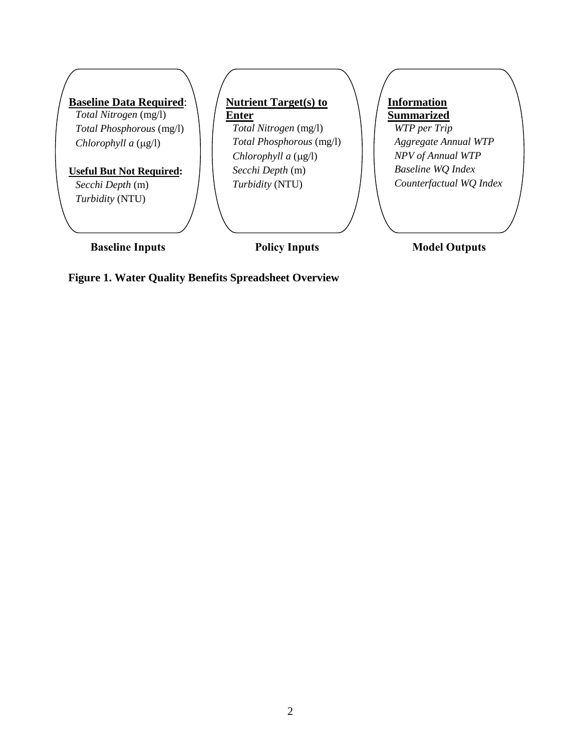**Baseline Data Required**:

*Total Nitrogen* (mg/l)

*Total Phosphorous* (mg/l)

*Chlorophyll a* (μg/l)

**Useful But Not Required:**

*Secchi Depth* (m)

*Turbidity* (NTU)

**Baseline Inputs**

**Nutrient Target(s) to Enter**

*Total Nitrogen* (mg/l)

*Total Phosphorous* (mg/l)

*Chlorophyll a* (μg/l)

*Secchi Depth* (m)

*Turbidity* (NTU)

**Policy Inputs**

**Information Summarized**

*WTP per Trip*

*Aggregate Annual WTP*

*NPV of Annual WTP*

*Baseline WQ Index*

*Counterfactual WQ Index*

**Model Outputs**

**Figure 1. Water Quality Benefits Spreadsheet Overview**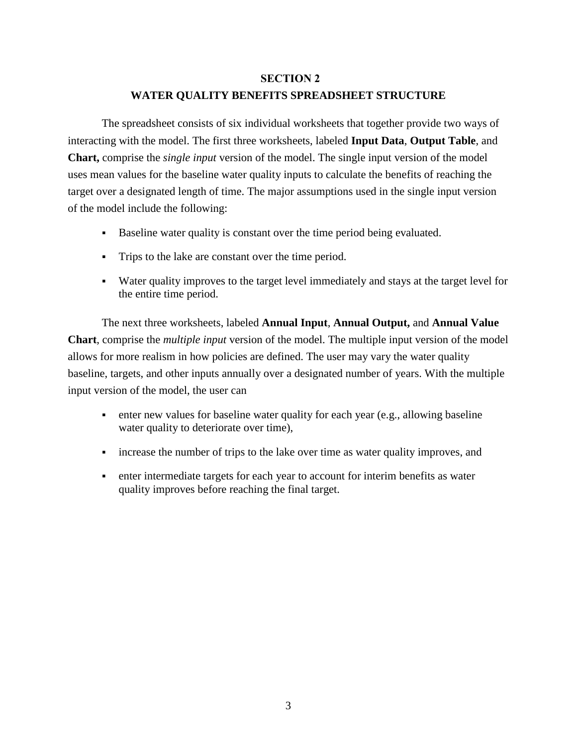# SECTION 2
# WATER QUALITY BENEFITS SPREADSHEET STRUCTURE

The spreadsheet consists of six individual worksheets that together provide two ways of interacting with the model. The first three worksheets, labeled **Input Data**, **Output Table**, and **Chart,** comprise the *single input* version of the model. The single input version of the model uses mean values for the baseline water quality inputs to calculate the benefits of reaching the target over a designated length of time. The major assumptions used in the single input version of the model include the following:

- Baseline water quality is constant over the time period being evaluated.
- Trips to the lake are constant over the time period.
- Water quality improves to the target level immediately and stays at the target level for the entire time period.

The next three worksheets, labeled **Annual Input**, **Annual Output,** and **Annual Value Chart**, comprise the *multiple input* version of the model. The multiple input version of the model allows for more realism in how policies are defined. The user may vary the water quality baseline, targets, and other inputs annually over a designated number of years. With the multiple input version of the model, the user can

- enter new values for baseline water quality for each year (e.g., allowing baseline water quality to deteriorate over time),
- increase the number of trips to the lake over time as water quality improves, and
- enter intermediate targets for each year to account for interim benefits as water quality improves before reaching the final target.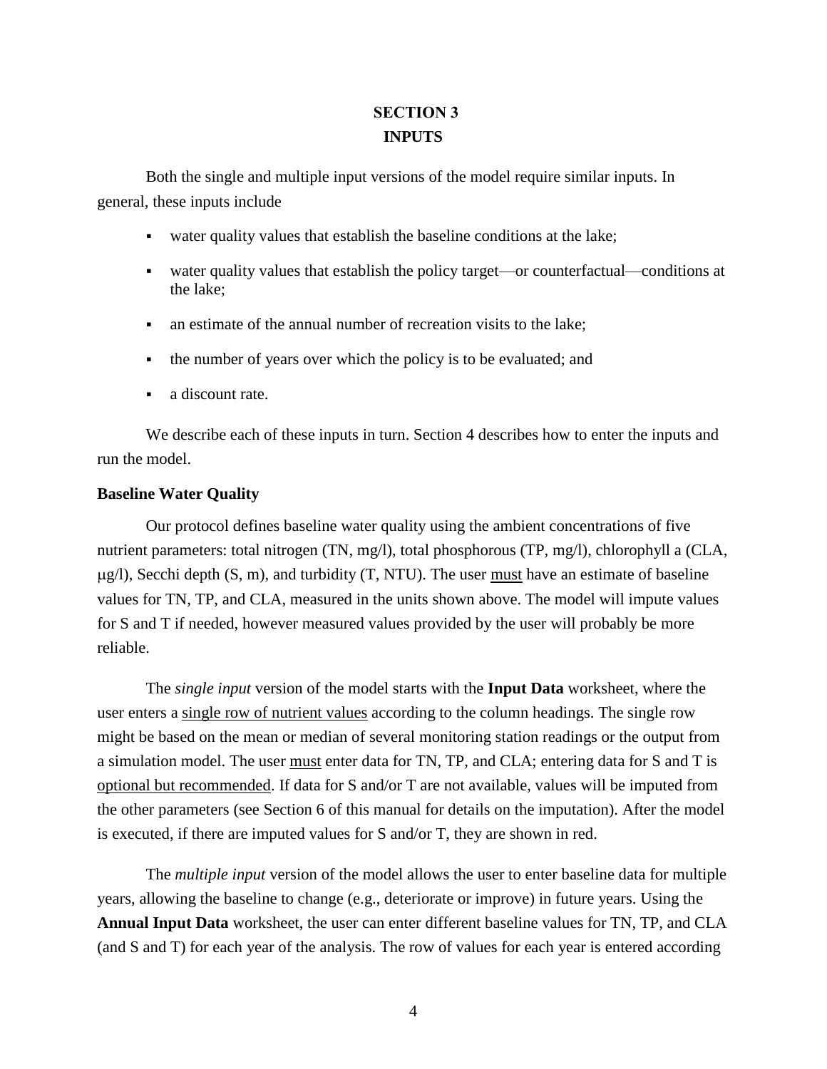## SECTION 3
## INPUTS

Both the single and multiple input versions of the model require similar inputs. In general, these inputs include

- water quality values that establish the baseline conditions at the lake;
- water quality values that establish the policy target—or counterfactual—conditions at the lake;
- an estimate of the annual number of recreation visits to the lake;
- the number of years over which the policy is to be evaluated; and
- a discount rate.

We describe each of these inputs in turn. Section 4 describes how to enter the inputs and run the model.

### Baseline Water Quality

Our protocol defines baseline water quality using the ambient concentrations of five nutrient parameters: total nitrogen (TN, mg/l), total phosphorous (TP, mg/l), chlorophyll a (CLA, μg/l), Secchi depth (S, m), and turbidity (T, NTU). The user must have an estimate of baseline values for TN, TP, and CLA, measured in the units shown above. The model will impute values for S and T if needed, however measured values provided by the user will probably be more reliable.

The *single input* version of the model starts with the **Input Data** worksheet, where the user enters a single row of nutrient values according to the column headings. The single row might be based on the mean or median of several monitoring station readings or the output from a simulation model. The user must enter data for TN, TP, and CLA; entering data for S and T is optional but recommended. If data for S and/or T are not available, values will be imputed from the other parameters (see Section 6 of this manual for details on the imputation). After the model is executed, if there are imputed values for S and/or T, they are shown in red.

The *multiple input* version of the model allows the user to enter baseline data for multiple years, allowing the baseline to change (e.g., deteriorate or improve) in future years. Using the **Annual Input Data** worksheet, the user can enter different baseline values for TN, TP, and CLA (and S and T) for each year of the analysis. The row of values for each year is entered according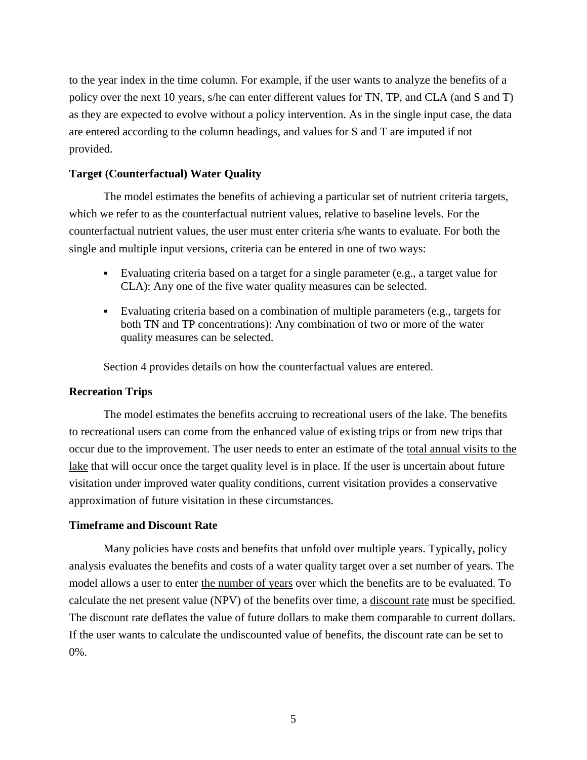to the year index in the time column. For example, if the user wants to analyze the benefits of a policy over the next 10 years, s/he can enter different values for TN, TP, and CLA (and S and T) as they are expected to evolve without a policy intervention. As in the single input case, the data are entered according to the column headings, and values for S and T are imputed if not provided.

### Target (Counterfactual) Water Quality

The model estimates the benefits of achieving a particular set of nutrient criteria targets, which we refer to as the counterfactual nutrient values, relative to baseline levels. For the counterfactual nutrient values, the user must enter criteria s/he wants to evaluate. For both the single and multiple input versions, criteria can be entered in one of two ways:

- Evaluating criteria based on a target for a single parameter (e.g., a target value for CLA): Any one of the five water quality measures can be selected.
- Evaluating criteria based on a combination of multiple parameters (e.g., targets for both TN and TP concentrations): Any combination of two or more of the water quality measures can be selected.

Section 4 provides details on how the counterfactual values are entered.

### Recreation Trips

The model estimates the benefits accruing to recreational users of the lake. The benefits to recreational users can come from the enhanced value of existing trips or from new trips that occur due to the improvement. The user needs to enter an estimate of the total annual visits to the lake that will occur once the target quality level is in place. If the user is uncertain about future visitation under improved water quality conditions, current visitation provides a conservative approximation of future visitation in these circumstances.

### Timeframe and Discount Rate

Many policies have costs and benefits that unfold over multiple years. Typically, policy analysis evaluates the benefits and costs of a water quality target over a set number of years. The model allows a user to enter the number of years over which the benefits are to be evaluated. To calculate the net present value (NPV) of the benefits over time, a discount rate must be specified. The discount rate deflates the value of future dollars to make them comparable to current dollars. If the user wants to calculate the undiscounted value of benefits, the discount rate can be set to 0%.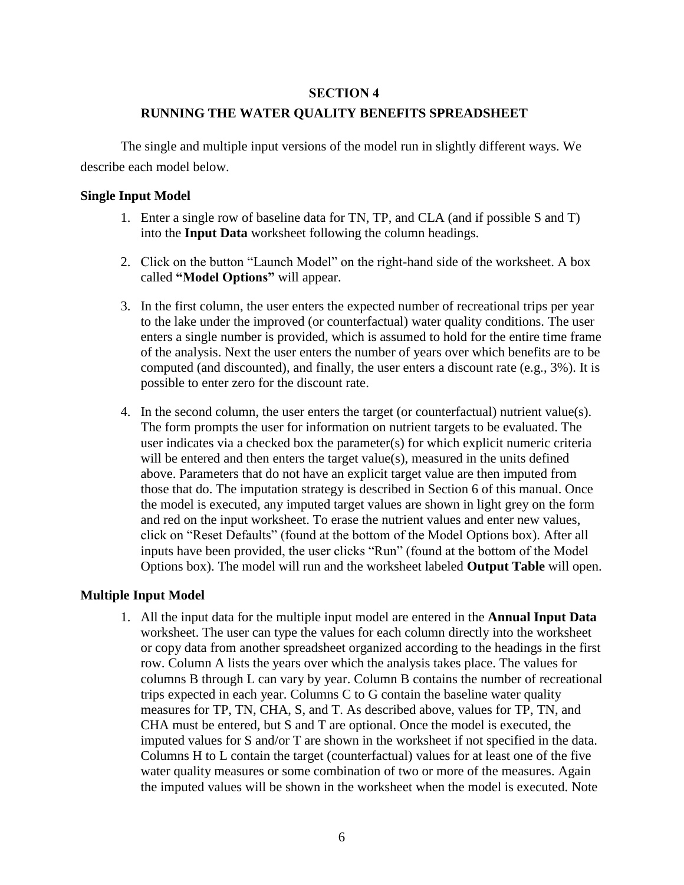# SECTION 4

# RUNNING THE WATER QUALITY BENEFITS SPREADSHEET

The single and multiple input versions of the model run in slightly different ways. We describe each model below.

### Single Input Model

1. Enter a single row of baseline data for TN, TP, and CLA (and if possible S and T) into the **Input Data** worksheet following the column headings.

2. Click on the button "Launch Model" on the right-hand side of the worksheet. A box called **"Model Options"** will appear.

3. In the first column, the user enters the expected number of recreational trips per year to the lake under the improved (or counterfactual) water quality conditions. The user enters a single number is provided, which is assumed to hold for the entire time frame of the analysis. Next the user enters the number of years over which benefits are to be computed (and discounted), and finally, the user enters a discount rate (e.g., 3%). It is possible to enter zero for the discount rate.

4. In the second column, the user enters the target (or counterfactual) nutrient value(s). The form prompts the user for information on nutrient targets to be evaluated. The user indicates via a checked box the parameter(s) for which explicit numeric criteria will be entered and then enters the target value(s), measured in the units defined above. Parameters that do not have an explicit target value are then imputed from those that do. The imputation strategy is described in Section 6 of this manual. Once the model is executed, any imputed target values are shown in light grey on the form and red on the input worksheet. To erase the nutrient values and enter new values, click on "Reset Defaults" (found at the bottom of the Model Options box). After all inputs have been provided, the user clicks "Run" (found at the bottom of the Model Options box). The model will run and the worksheet labeled **Output Table** will open.

### Multiple Input Model

1. All the input data for the multiple input model are entered in the **Annual Input Data** worksheet. The user can type the values for each column directly into the worksheet or copy data from another spreadsheet organized according to the headings in the first row. Column A lists the years over which the analysis takes place. The values for columns B through L can vary by year. Column B contains the number of recreational trips expected in each year. Columns C to G contain the baseline water quality measures for TP, TN, CHA, S, and T. As described above, values for TP, TN, and CHA must be entered, but S and T are optional. Once the model is executed, the imputed values for S and/or T are shown in the worksheet if not specified in the data. Columns H to L contain the target (counterfactual) values for at least one of the five water quality measures or some combination of two or more of the measures. Again the imputed values will be shown in the worksheet when the model is executed. Note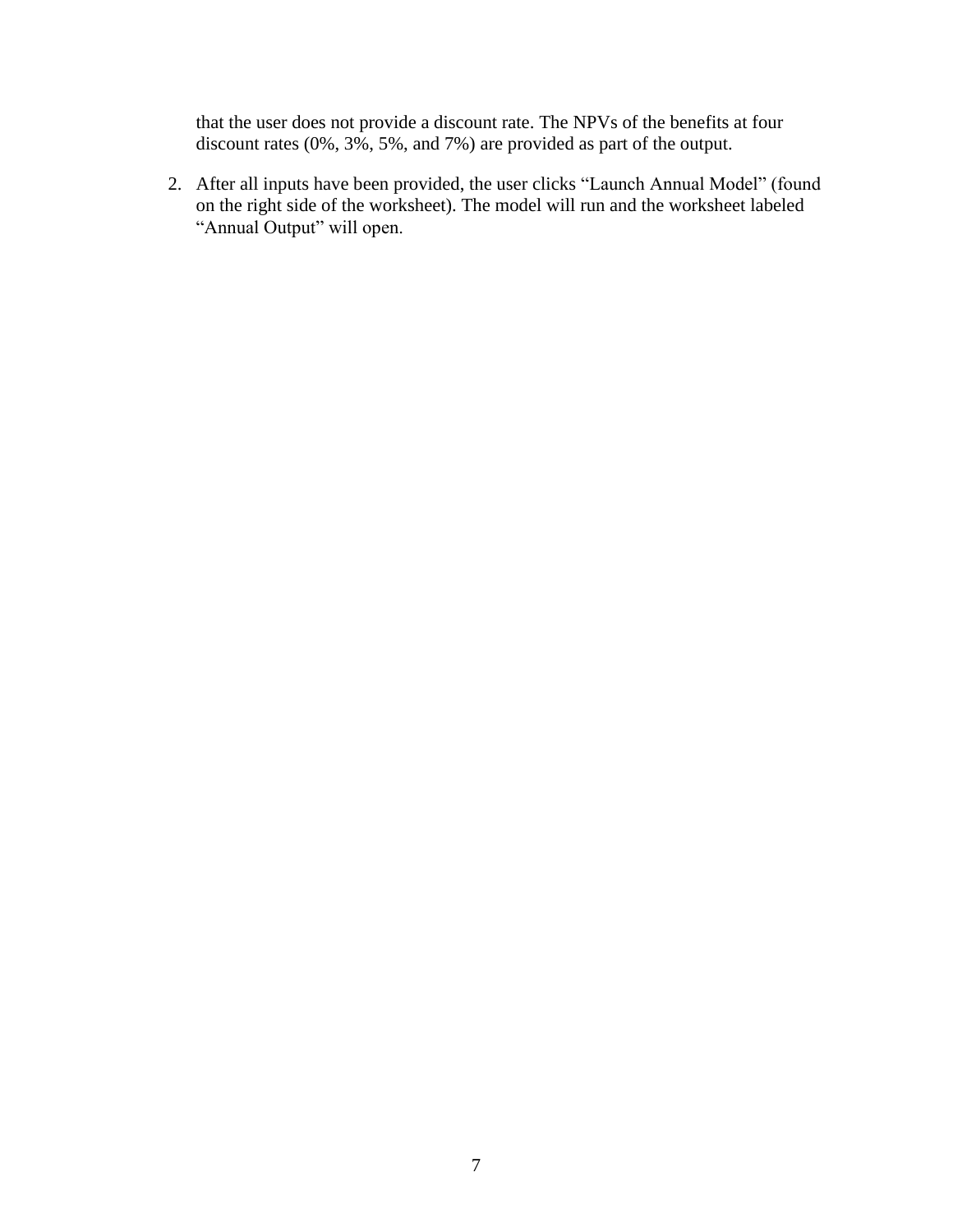that the user does not provide a discount rate. The NPVs of the benefits at four discount rates (0%, 3%, 5%, and 7%) are provided as part of the output.

2. After all inputs have been provided, the user clicks "Launch Annual Model" (found on the right side of the worksheet). The model will run and the worksheet labeled "Annual Output" will open.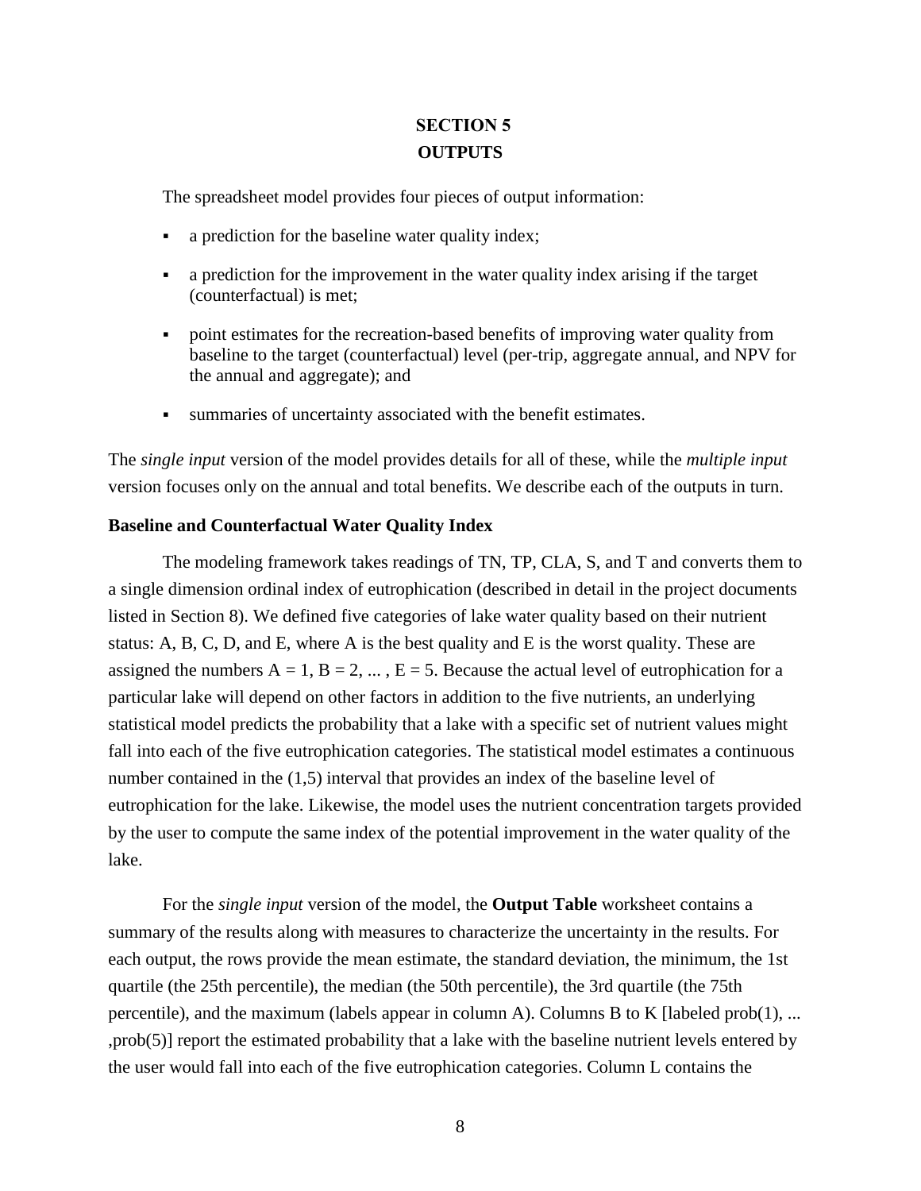# SECTION 5
# OUTPUTS

The spreadsheet model provides four pieces of output information:

- a prediction for the baseline water quality index;
- a prediction for the improvement in the water quality index arising if the target (counterfactual) is met;
- point estimates for the recreation-based benefits of improving water quality from baseline to the target (counterfactual) level (per-trip, aggregate annual, and NPV for the annual and aggregate); and
- summaries of uncertainty associated with the benefit estimates.

The *single input* version of the model provides details for all of these, while the *multiple input* version focuses only on the annual and total benefits. We describe each of the outputs in turn.

**Baseline and Counterfactual Water Quality Index**

The modeling framework takes readings of TN, TP, CLA, S, and T and converts them to a single dimension ordinal index of eutrophication (described in detail in the project documents listed in Section 8). We defined five categories of lake water quality based on their nutrient status: A, B, C, D, and E, where A is the best quality and E is the worst quality. These are assigned the numbers A = 1, B = 2, ... , E = 5. Because the actual level of eutrophication for a particular lake will depend on other factors in addition to the five nutrients, an underlying statistical model predicts the probability that a lake with a specific set of nutrient values might fall into each of the five eutrophication categories. The statistical model estimates a continuous number contained in the (1,5) interval that provides an index of the baseline level of eutrophication for the lake. Likewise, the model uses the nutrient concentration targets provided by the user to compute the same index of the potential improvement in the water quality of the lake.

For the *single input* version of the model, the **Output Table** worksheet contains a summary of the results along with measures to characterize the uncertainty in the results. For each output, the rows provide the mean estimate, the standard deviation, the minimum, the 1st quartile (the 25th percentile), the median (the 50th percentile), the 3rd quartile (the 75th percentile), and the maximum (labels appear in column A). Columns B to K [labeled prob(1), ... ,prob(5)] report the estimated probability that a lake with the baseline nutrient levels entered by the user would fall into each of the five eutrophication categories. Column L contains the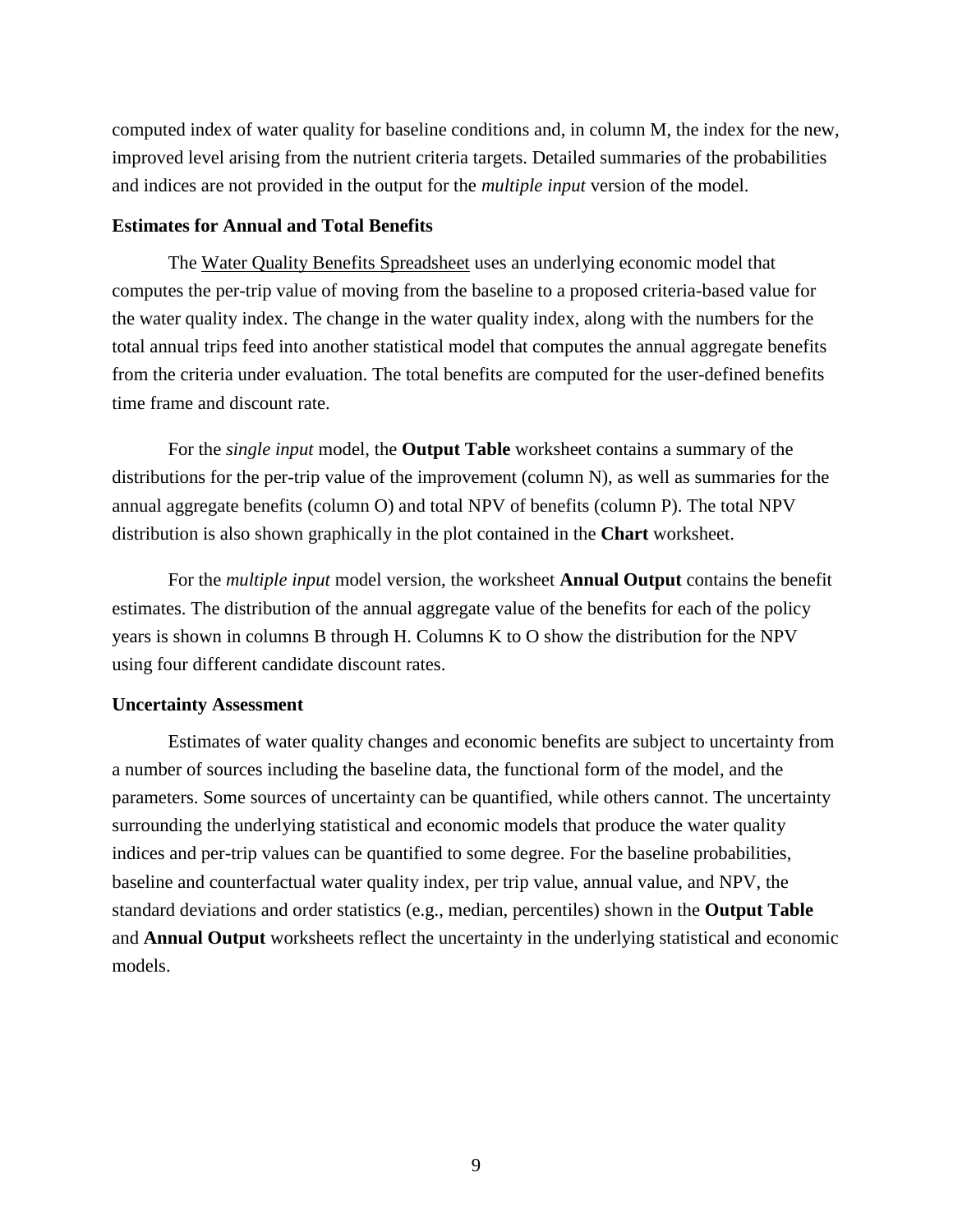computed index of water quality for baseline conditions and, in column M, the index for the new, improved level arising from the nutrient criteria targets. Detailed summaries of the probabilities and indices are not provided in the output for the *multiple input* version of the model.

**Estimates for Annual and Total Benefits**

The Water Quality Benefits Spreadsheet uses an underlying economic model that computes the per-trip value of moving from the baseline to a proposed criteria-based value for the water quality index. The change in the water quality index, along with the numbers for the total annual trips feed into another statistical model that computes the annual aggregate benefits from the criteria under evaluation. The total benefits are computed for the user-defined benefits time frame and discount rate.

For the *single input* model, the **Output Table** worksheet contains a summary of the distributions for the per-trip value of the improvement (column N), as well as summaries for the annual aggregate benefits (column O) and total NPV of benefits (column P). The total NPV distribution is also shown graphically in the plot contained in the **Chart** worksheet.

For the *multiple input* model version, the worksheet **Annual Output** contains the benefit estimates. The distribution of the annual aggregate value of the benefits for each of the policy years is shown in columns B through H. Columns K to O show the distribution for the NPV using four different candidate discount rates.

**Uncertainty Assessment**

Estimates of water quality changes and economic benefits are subject to uncertainty from a number of sources including the baseline data, the functional form of the model, and the parameters. Some sources of uncertainty can be quantified, while others cannot. The uncertainty surrounding the underlying statistical and economic models that produce the water quality indices and per-trip values can be quantified to some degree. For the baseline probabilities, baseline and counterfactual water quality index, per trip value, annual value, and NPV, the standard deviations and order statistics (e.g., median, percentiles) shown in the **Output Table** and **Annual Output** worksheets reflect the uncertainty in the underlying statistical and economic models.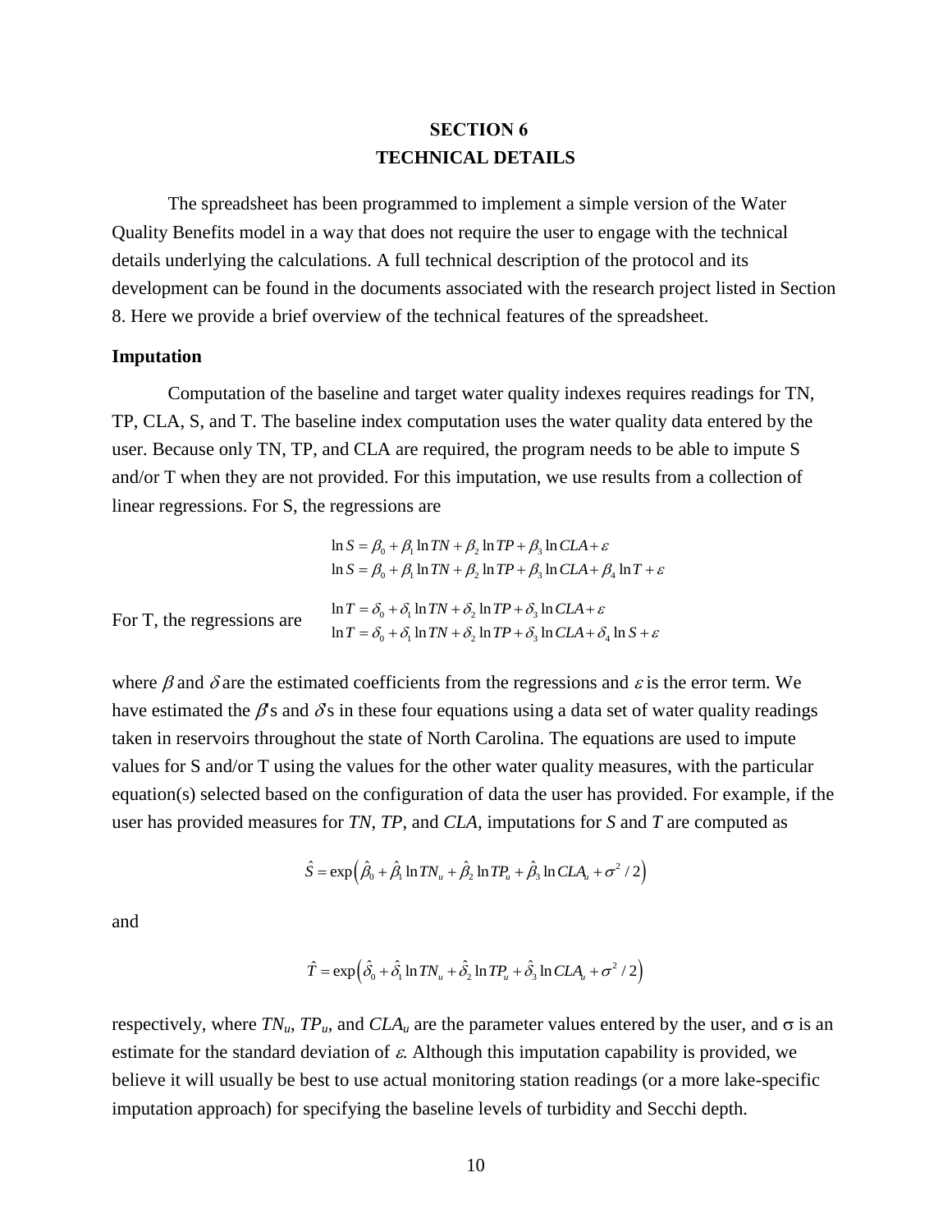# SECTION 6
# TECHNICAL DETAILS

The spreadsheet has been programmed to implement a simple version of the Water Quality Benefits model in a way that does not require the user to engage with the technical details underlying the calculations. A full technical description of the protocol and its development can be found in the documents associated with the research project listed in Section 8. Here we provide a brief overview of the technical features of the spreadsheet.

## Imputation

Computation of the baseline and target water quality indexes requires readings for TN, TP, CLA, S, and T. The baseline index computation uses the water quality data entered by the user. Because only TN, TP, and CLA are required, the program needs to be able to impute S and/or T when they are not provided. For this imputation, we use results from a collection of linear regressions. For S, the regressions are

$$\ln S = \beta_0 + \beta_1 \ln TN + \beta_2 \ln TP + \beta_3 \ln CLA + \varepsilon$$
$$\ln S = \beta_0 + \beta_1 \ln TN + \beta_2 \ln TP + \beta_3 \ln CLA + \beta_4 \ln T + \varepsilon$$

For T, the regressions are

$$\ln T = \delta_0 + \delta_1 \ln TN + \delta_2 \ln TP + \delta_3 \ln CLA + \varepsilon$$
$$\ln T = \delta_0 + \delta_1 \ln TN + \delta_2 \ln TP + \delta_3 \ln CLA + \delta_4 \ln S + \varepsilon$$

where $\beta$ and $\delta$ are the estimated coefficients from the regressions and $\varepsilon$ is the error term. We have estimated the $\beta$'s and $\delta$s in these four equations using a data set of water quality readings taken in reservoirs throughout the state of North Carolina. The equations are used to impute values for S and/or T using the values for the other water quality measures, with the particular equation(s) selected based on the configuration of data the user has provided. For example, if the user has provided measures for *TN*, *TP*, and *CLA*, imputations for *S* and *T* are computed as

$$\hat{S} = \exp\left(\hat{\beta}_0 + \hat{\beta}_1 \ln TN_u + \hat{\beta}_2 \ln TP_u + \hat{\beta}_3 \ln CLA_u + \sigma^2 / 2\right)$$

and

$$\hat{T} = \exp\left(\hat{\delta}_0 + \hat{\delta}_1 \ln TN_u + \hat{\delta}_2 \ln TP_u + \hat{\delta}_3 \ln CLA_u + \sigma^2 / 2\right)$$

respectively, where $TN_u$, $TP_u$, and $CLA_u$ are the parameter values entered by the user, and $\sigma$ is an estimate for the standard deviation of $\varepsilon$. Although this imputation capability is provided, we believe it will usually be best to use actual monitoring station readings (or a more lake-specific imputation approach) for specifying the baseline levels of turbidity and Secchi depth.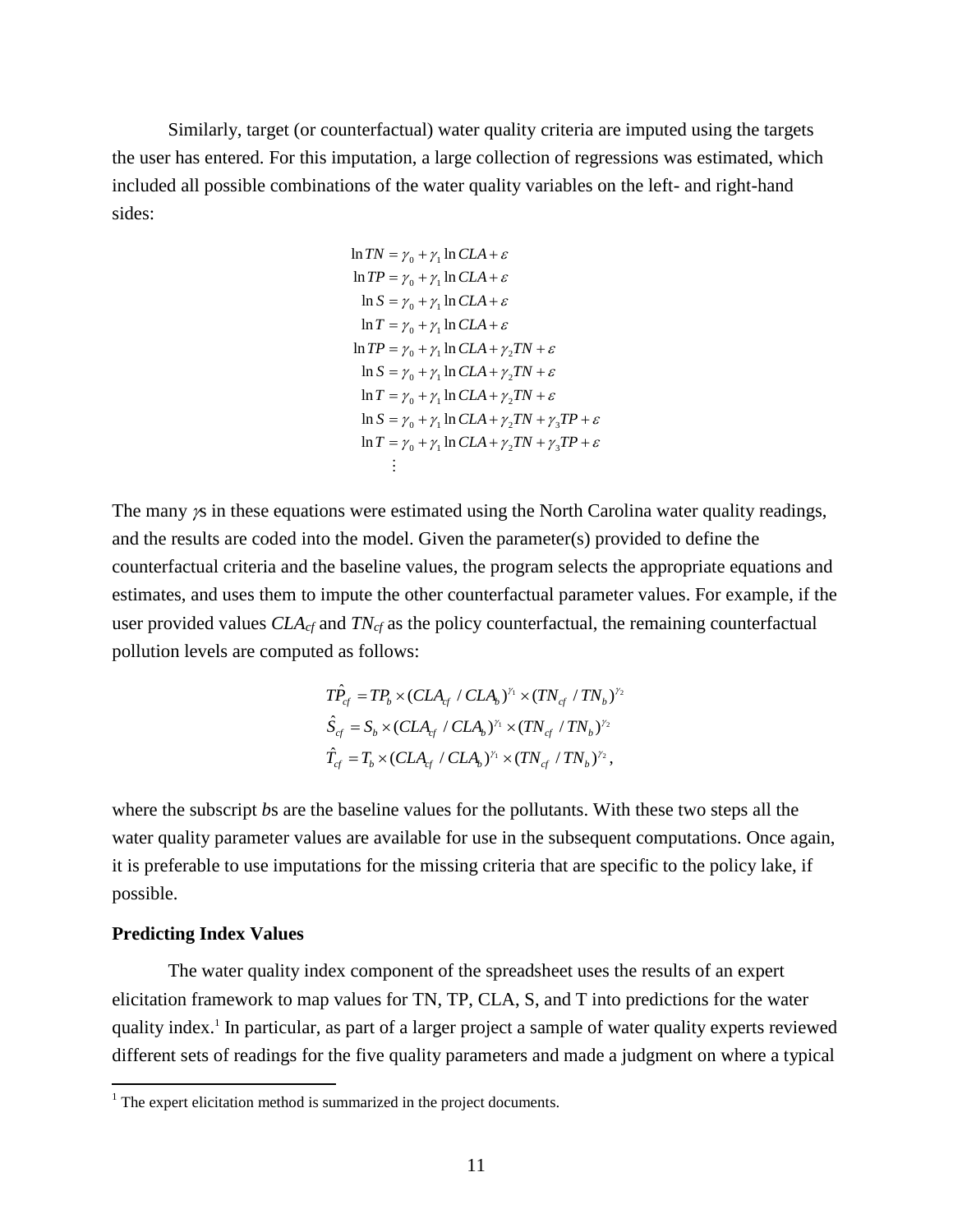Similarly, target (or counterfactual) water quality criteria are imputed using the targets the user has entered. For this imputation, a large collection of regressions was estimated, which included all possible combinations of the water quality variables on the left- and right-hand sides:

$$
\begin{aligned}
\ln TN &= \gamma_0 + \gamma_1 \ln CLA + \varepsilon \\
\ln TP &= \gamma_0 + \gamma_1 \ln CLA + \varepsilon \\
\ln S &= \gamma_0 + \gamma_1 \ln CLA + \varepsilon \\
\ln T &= \gamma_0 + \gamma_1 \ln CLA + \varepsilon \\
\ln TP &= \gamma_0 + \gamma_1 \ln CLA + \gamma_2 TN + \varepsilon \\
\ln S &= \gamma_0 + \gamma_1 \ln CLA + \gamma_2 TN + \varepsilon \\
\ln T &= \gamma_0 + \gamma_1 \ln CLA + \gamma_2 TN + \varepsilon \\
\ln S &= \gamma_0 + \gamma_1 \ln CLA + \gamma_2 TN + \gamma_3 TP + \varepsilon \\
\ln T &= \gamma_0 + \gamma_1 \ln CLA + \gamma_2 TN + \gamma_3 TP + \varepsilon \\
&\vdots
\end{aligned}
$$

The many $\gamma$s in these equations were estimated using the North Carolina water quality readings, and the results are coded into the model. Given the parameter(s) provided to define the counterfactual criteria and the baseline values, the program selects the appropriate equations and estimates, and uses them to impute the other counterfactual parameter values. For example, if the user provided values $CLA_{cf}$ and $TN_{cf}$ as the policy counterfactual, the remaining counterfactual pollution levels are computed as follows:

$$
\begin{aligned}
\hat{TP}_{cf} &= TP_b \times (CLA_{cf} / CLA_b)^{\gamma_1} \times (TN_{cf} / TN_b)^{\gamma_2} \\
\hat{S}_{cf} &= S_b \times (CLA_{cf} / CLA_b)^{\gamma_1} \times (TN_{cf} / TN_b)^{\gamma_2} \\
\hat{T}_{cf} &= T_b \times (CLA_{cf} / CLA_b)^{\gamma_1} \times (TN_{cf} / TN_b)^{\gamma_2},
\end{aligned}
$$

where the subscript *b*s are the baseline values for the pollutants. With these two steps all the water quality parameter values are available for use in the subsequent computations. Once again, it is preferable to use imputations for the missing criteria that are specific to the policy lake, if possible.

**Predicting Index Values**

The water quality index component of the spreadsheet uses the results of an expert elicitation framework to map values for TN, TP, CLA, S, and T into predictions for the water quality index.[1] In particular, as part of a larger project a sample of water quality experts reviewed different sets of readings for the five quality parameters and made a judgment on where a typical

[1] The expert elicitation method is summarized in the project documents.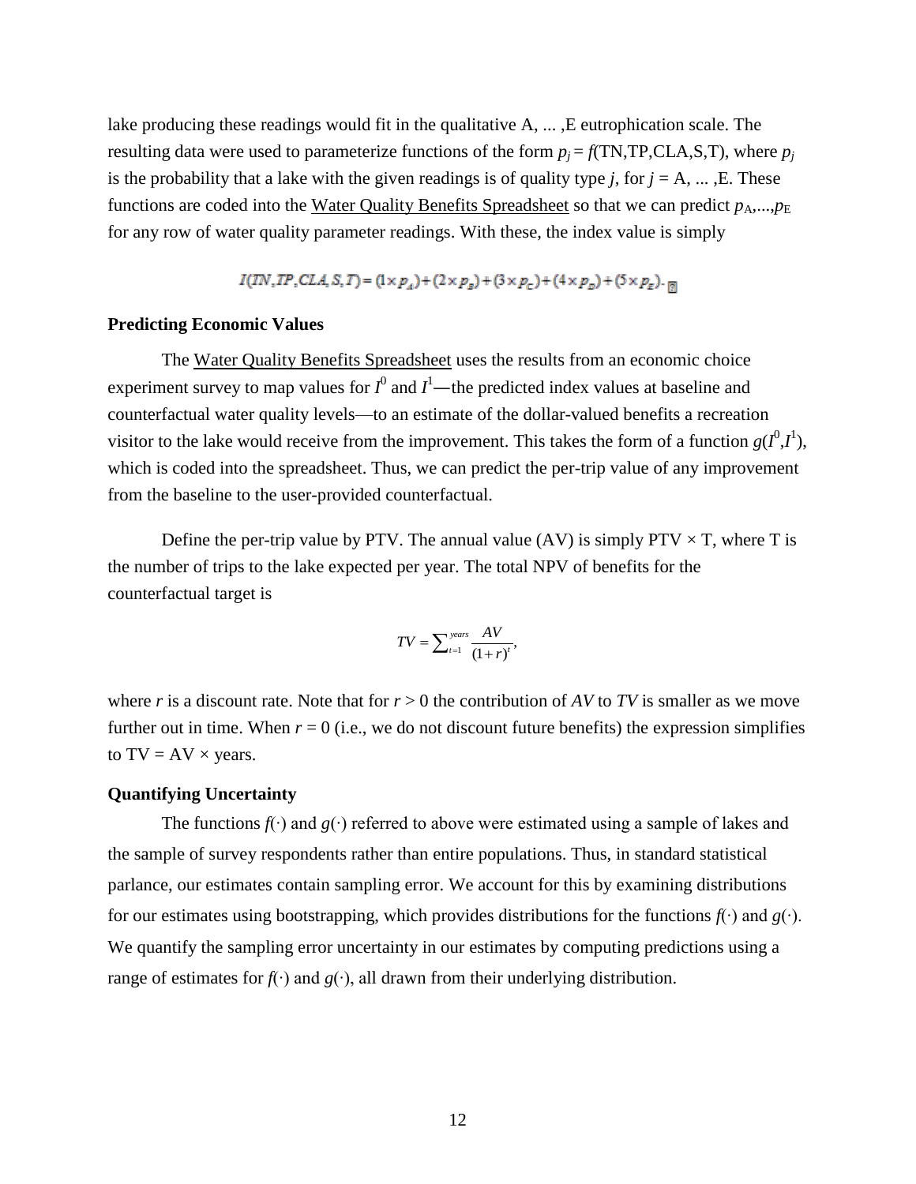lake producing these readings would fit in the qualitative A, ... ,E eutrophication scale. The resulting data were used to parameterize functions of the form $p_j = f(\text{TN,TP,CLA,S,T})$, where $p_j$ is the probability that a lake with the given readings is of quality type $j$, for $j$ = A, ... ,E. These functions are coded into the Water Quality Benefits Spreadsheet so that we can predict $p_A,...,p_E$ for any row of water quality parameter readings. With these, the index value is simply

$$I(TN,TP,CLA,S,T) = (1 \times p_A) + (2 \times p_B) + (3 \times p_C) + (4 \times p_D) + (5 \times p_E).$$

### Predicting Economic Values

The Water Quality Benefits Spreadsheet uses the results from an economic choice experiment survey to map values for $I^0$ and $I^1$—the predicted index values at baseline and counterfactual water quality levels—to an estimate of the dollar-valued benefits a recreation visitor to the lake would receive from the improvement. This takes the form of a function $g(I^0,I^1)$, which is coded into the spreadsheet. Thus, we can predict the per-trip value of any improvement from the baseline to the user-provided counterfactual.

Define the per-trip value by PTV. The annual value (AV) is simply PTV × T, where T is the number of trips to the lake expected per year. The total NPV of benefits for the counterfactual target is

$$TV = \sum_{t=1}^{years} \frac{AV}{(1+r)^t},$$

where $r$ is a discount rate. Note that for $r > 0$ the contribution of $AV$ to $TV$ is smaller as we move further out in time. When $r = 0$ (i.e., we do not discount future benefits) the expression simplifies to TV = AV × years.

### Quantifying Uncertainty

The functions $f(\cdot)$ and $g(\cdot)$ referred to above were estimated using a sample of lakes and the sample of survey respondents rather than entire populations. Thus, in standard statistical parlance, our estimates contain sampling error. We account for this by examining distributions for our estimates using bootstrapping, which provides distributions for the functions $f(\cdot)$ and $g(\cdot)$. We quantify the sampling error uncertainty in our estimates by computing predictions using a range of estimates for $f(\cdot)$ and $g(\cdot)$, all drawn from their underlying distribution.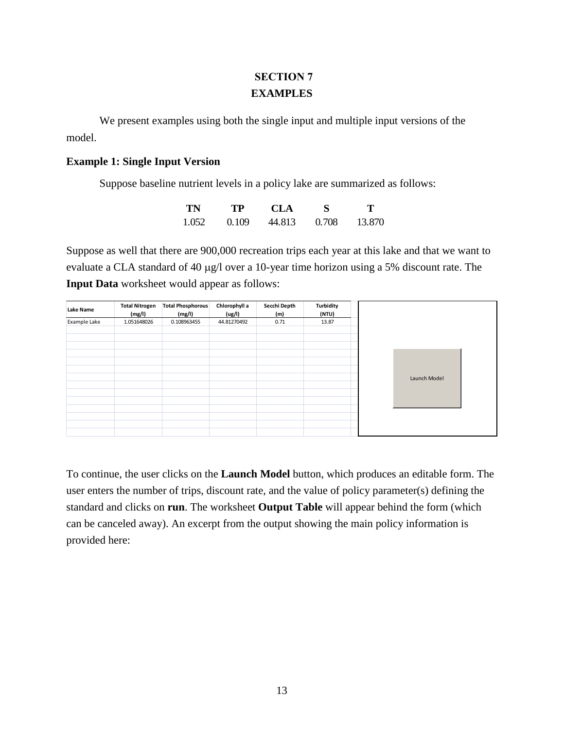# SECTION 7
# EXAMPLES

We present examples using both the single input and multiple input versions of the model.

**Example 1: Single Input Version**

Suppose baseline nutrient levels in a policy lake are summarized as follows:

| TN | TP | CLA | S | T |
|---|---|---|---|---|
| 1.052 | 0.109 | 44.813 | 0.708 | 13.870 |

Suppose as well that there are 900,000 recreation trips each year at this lake and that we want to evaluate a CLA standard of 40 μg/l over a 10-year time horizon using a 5% discount rate. The **Input Data** worksheet would appear as follows:

| Lake Name | Total Nitrogen (mg/l) | Total Phosphorous (mg/l) | Chlorophyll a (ug/l) | Secchi Depth (m) | Turbidity (NTU) |
|---|---|---|---|---|---|
| Example Lake | 1.051648026 | 0.108963455 | 44.81270492 | 0.71 | 13.87 |

Launch Model

To continue, the user clicks on the **Launch Model** button, which produces an editable form. The user enters the number of trips, discount rate, and the value of policy parameter(s) defining the standard and clicks on **run**. The worksheet **Output Table** will appear behind the form (which can be canceled away). An excerpt from the output showing the main policy information is provided here: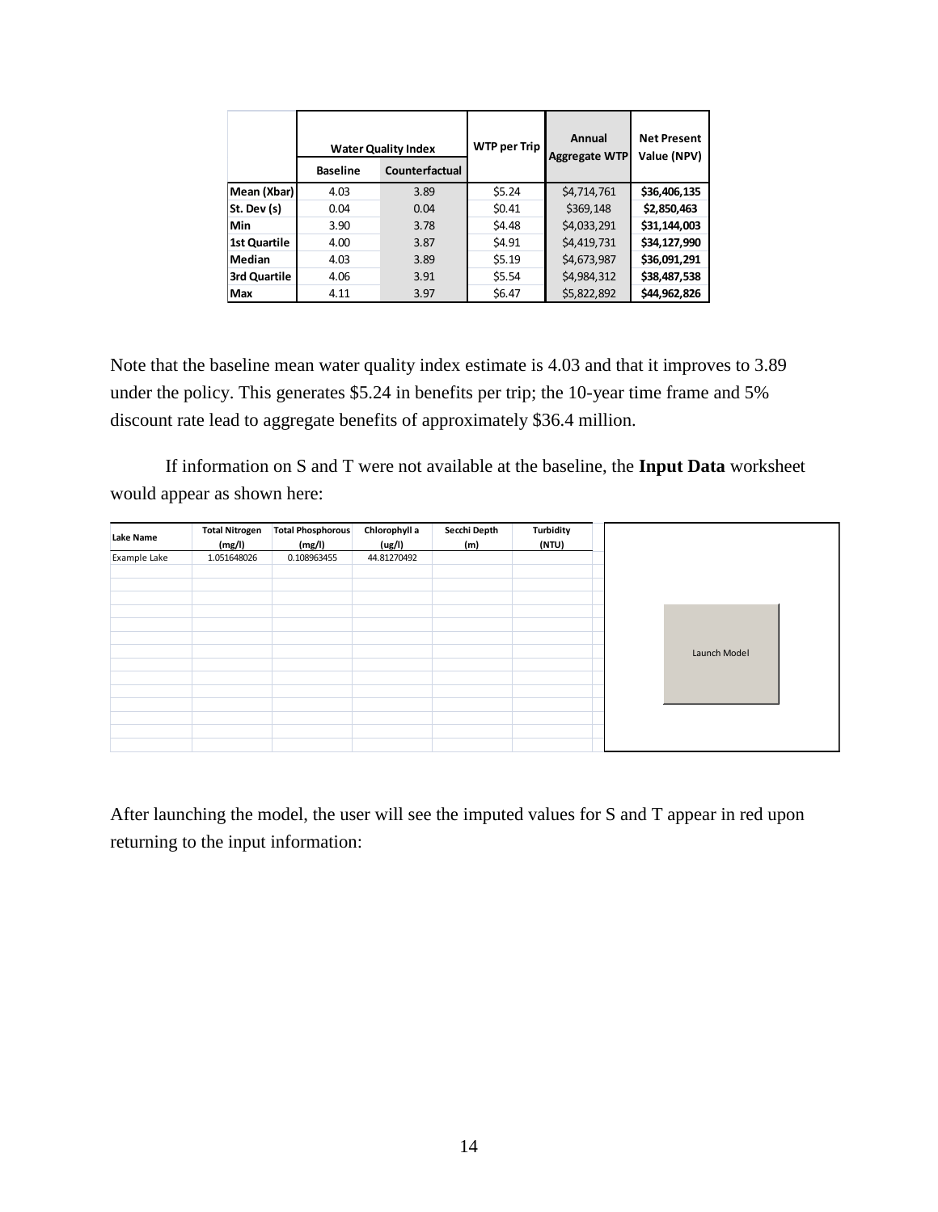| | Water Quality Index | | WTP per Trip | Annual Aggregate WTP | Net Present Value (NPV) |
|---|---|---|---|---|---|
| | Baseline | Counterfactual | | | |
| Mean (Xbar) | 4.03 | 3.89 | $5.24 | $4,714,761 | $36,406,135 |
| St. Dev (s) | 0.04 | 0.04 | $0.41 | $369,148 | $2,850,463 |
| Min | 3.90 | 3.78 | $4.48 | $4,033,291 | $31,144,003 |
| 1st Quartile | 4.00 | 3.87 | $4.91 | $4,419,731 | $34,127,990 |
| Median | 4.03 | 3.89 | $5.19 | $4,673,987 | $36,091,291 |
| 3rd Quartile | 4.06 | 3.91 | $5.54 | $4,984,312 | $38,487,538 |
| Max | 4.11 | 3.97 | $6.47 | $5,822,892 | $44,962,826 |

Note that the baseline mean water quality index estimate is 4.03 and that it improves to 3.89 under the policy. This generates $5.24 in benefits per trip; the 10-year time frame and 5% discount rate lead to aggregate benefits of approximately $36.4 million.

If information on S and T were not available at the baseline, the **Input Data** worksheet would appear as shown here:

| Lake Name | Total Nitrogen (mg/l) | Total Phosphorous (mg/l) | Chlorophyll a (ug/l) | Secchi Depth (m) | Turbidity (NTU) |
|---|---|---|---|---|---|
| Example Lake | 1.051648026 | 0.108963455 | 44.81270492 | | |

Launch Model

After launching the model, the user will see the imputed values for S and T appear in red upon returning to the input information: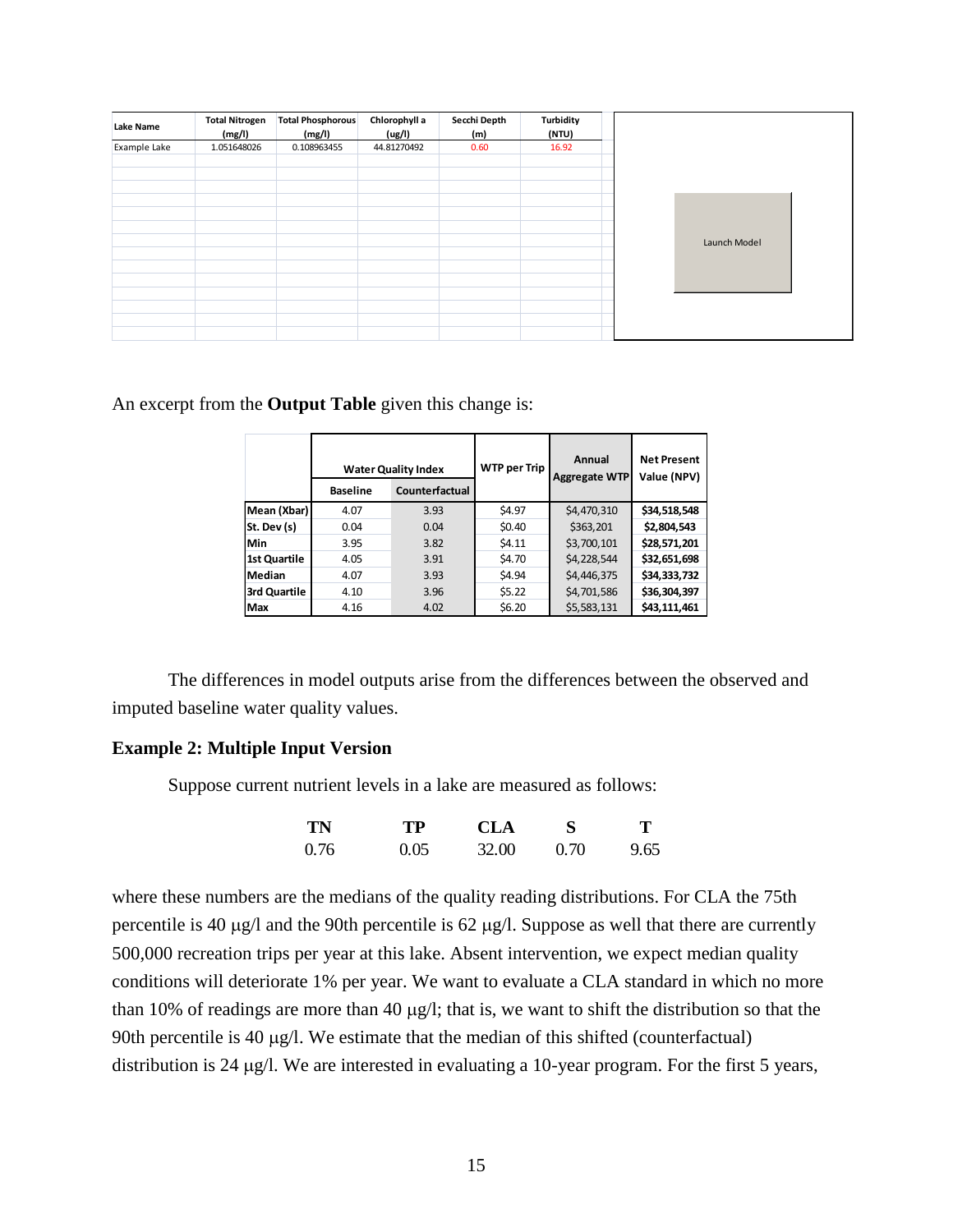| Lake Name | Total Nitrogen (mg/l) | Total Phosphorous (mg/l) | Chlorophyll a (ug/l) | Secchi Depth (m) | Turbidity (NTU) |
|---|---|---|---|---|---|
| Example Lake | 1.051648026 | 0.108963455 | 44.81270492 | 0.60 | 16.92 |

Launch Model

An excerpt from the **Output Table** given this change is:

| | Water Quality Index | | WTP per Trip | Annual Aggregate WTP | Net Present Value (NPV) |
|---|---|---|---|---|---|
| | Baseline | Counterfactual | | | |
| Mean (Xbar) | 4.07 | 3.93 | \$4.97 | \$4,470,310 | \$34,518,548 |
| St. Dev (s) | 0.04 | 0.04 | \$0.40 | \$363,201 | \$2,804,543 |
| Min | 3.95 | 3.82 | \$4.11 | \$3,700,101 | \$28,571,201 |
| 1st Quartile | 4.05 | 3.91 | \$4.70 | \$4,228,544 | \$32,651,698 |
| Median | 4.07 | 3.93 | \$4.94 | \$4,446,375 | \$34,333,732 |
| 3rd Quartile | 4.10 | 3.96 | \$5.22 | \$4,701,586 | \$36,304,397 |
| Max | 4.16 | 4.02 | \$6.20 | \$5,583,131 | \$43,111,461 |

The differences in model outputs arise from the differences between the observed and imputed baseline water quality values.

**Example 2: Multiple Input Version**

Suppose current nutrient levels in a lake are measured as follows:

| TN | TP | CLA | S | T |
|---|---|---|---|---|
| 0.76 | 0.05 | 32.00 | 0.70 | 9.65 |

where these numbers are the medians of the quality reading distributions. For CLA the 75th percentile is 40 μg/l and the 90th percentile is 62 μg/l. Suppose as well that there are currently 500,000 recreation trips per year at this lake. Absent intervention, we expect median quality conditions will deteriorate 1% per year. We want to evaluate a CLA standard in which no more than 10% of readings are more than 40 μg/l; that is, we want to shift the distribution so that the 90th percentile is 40 μg/l. We estimate that the median of this shifted (counterfactual) distribution is 24 μg/l. We are interested in evaluating a 10-year program. For the first 5 years,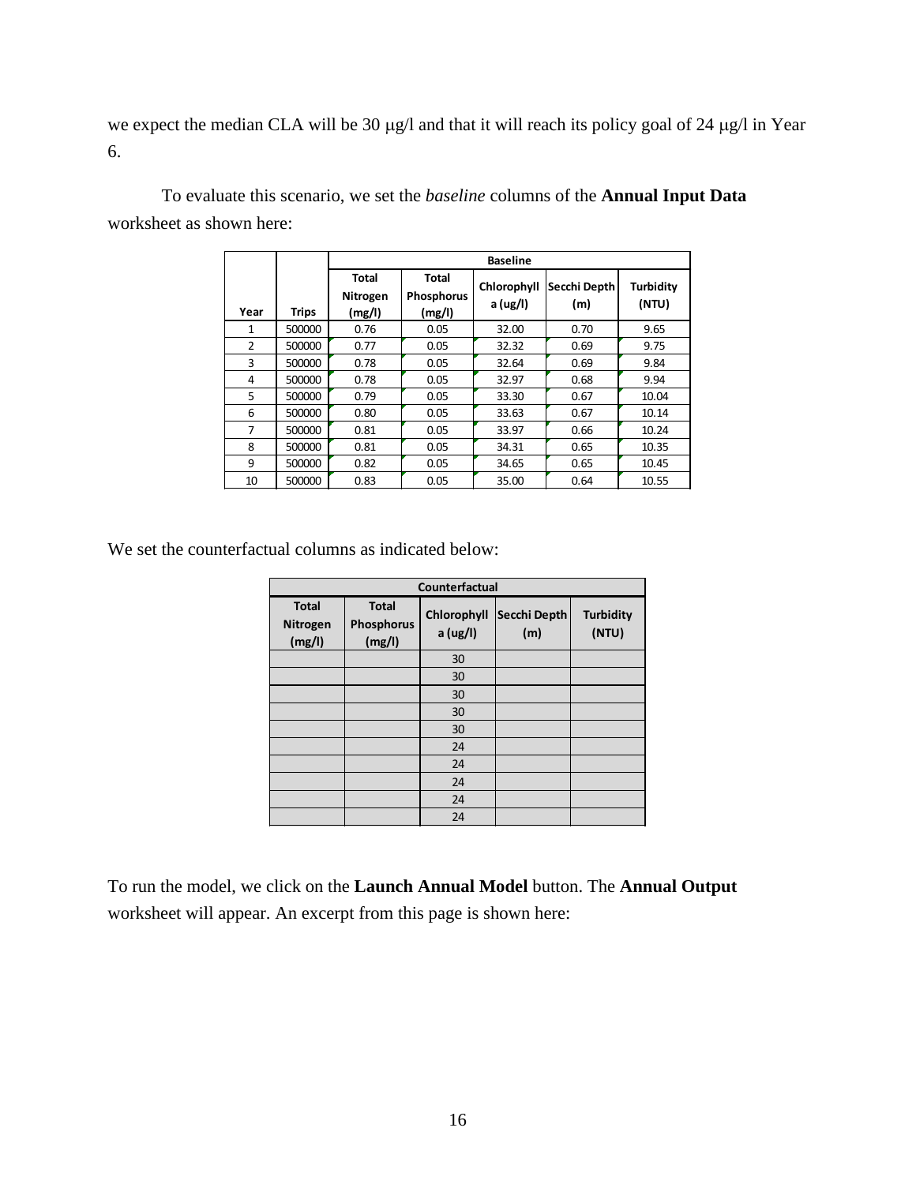we expect the median CLA will be 30 μg/l and that it will reach its policy goal of 24 μg/l in Year 6.

To evaluate this scenario, we set the *baseline* columns of the **Annual Input Data** worksheet as shown here:

| | | Baseline | | | | |
|---|---|---|---|---|---|---|
| Year | Trips | Total Nitrogen (mg/l) | Total Phosphorus (mg/l) | Chlorophyll a (ug/l) | Secchi Depth (m) | Turbidity (NTU) |
| 1 | 500000 | 0.76 | 0.05 | 32.00 | 0.70 | 9.65 |
| 2 | 500000 | 0.77 | 0.05 | 32.32 | 0.69 | 9.75 |
| 3 | 500000 | 0.78 | 0.05 | 32.64 | 0.69 | 9.84 |
| 4 | 500000 | 0.78 | 0.05 | 32.97 | 0.68 | 9.94 |
| 5 | 500000 | 0.79 | 0.05 | 33.30 | 0.67 | 10.04 |
| 6 | 500000 | 0.80 | 0.05 | 33.63 | 0.67 | 10.14 |
| 7 | 500000 | 0.81 | 0.05 | 33.97 | 0.66 | 10.24 |
| 8 | 500000 | 0.81 | 0.05 | 34.31 | 0.65 | 10.35 |
| 9 | 500000 | 0.82 | 0.05 | 34.65 | 0.65 | 10.45 |
| 10 | 500000 | 0.83 | 0.05 | 35.00 | 0.64 | 10.55 |

We set the counterfactual columns as indicated below:

| Counterfactual | | | | |
|---|---|---|---|---|
| Total Nitrogen (mg/l) | Total Phosphorus (mg/l) | Chlorophyll a (ug/l) | Secchi Depth (m) | Turbidity (NTU) |
| | | 30 | | |
| | | 30 | | |
| | | 30 | | |
| | | 30 | | |
| | | 30 | | |
| | | 24 | | |
| | | 24 | | |
| | | 24 | | |
| | | 24 | | |
| | | 24 | | |

To run the model, we click on the **Launch Annual Model** button. The **Annual Output** worksheet will appear. An excerpt from this page is shown here: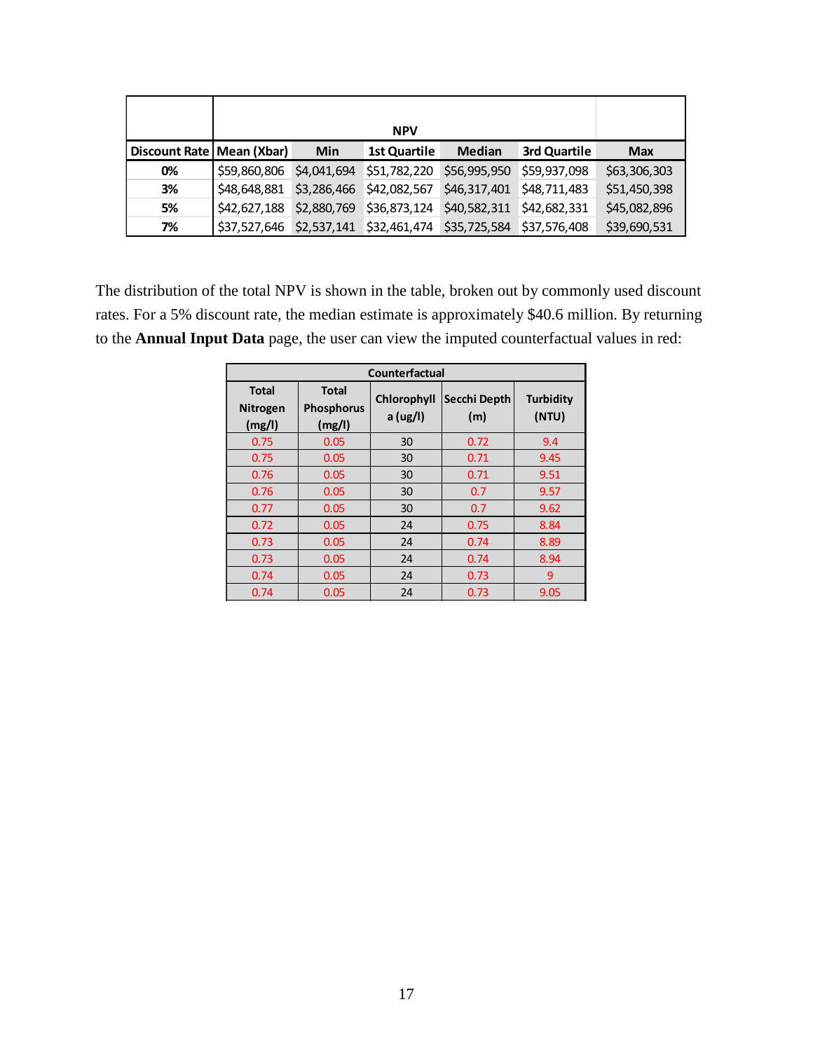| Discount Rate | NPV | | | | | |
|---|---|---|---|---|---|---|
| | Mean (Xbar) | Min | 1st Quartile | Median | 3rd Quartile | Max |
| 0% | $59,860,806 | $4,041,694 | $51,782,220 | $56,995,950 | $59,937,098 | $63,306,303 |
| 3% | $48,648,881 | $3,286,466 | $42,082,567 | $46,317,401 | $48,711,483 | $51,450,398 |
| 5% | $42,627,188 | $2,880,769 | $36,873,124 | $40,582,311 | $42,682,331 | $45,082,896 |
| 7% | $37,527,646 | $2,537,141 | $32,461,474 | $35,725,584 | $37,576,408 | $39,690,531 |

The distribution of the total NPV is shown in the table, broken out by commonly used discount rates. For a 5% discount rate, the median estimate is approximately $40.6 million. By returning to the **Annual Input Data** page, the user can view the imputed counterfactual values in red:

| Counterfactual | | | | |
|---|---|---|---|---|
| Total Nitrogen (mg/l) | Total Phosphorus (mg/l) | Chlorophyll a (ug/l) | Secchi Depth (m) | Turbidity (NTU) |
| 0.75 | 0.05 | 30 | 0.72 | 9.4 |
| 0.75 | 0.05 | 30 | 0.71 | 9.45 |
| 0.76 | 0.05 | 30 | 0.71 | 9.51 |
| 0.76 | 0.05 | 30 | 0.7 | 9.57 |
| 0.77 | 0.05 | 30 | 0.7 | 9.62 |
| 0.72 | 0.05 | 24 | 0.75 | 8.84 |
| 0.73 | 0.05 | 24 | 0.74 | 8.89 |
| 0.73 | 0.05 | 24 | 0.74 | 8.94 |
| 0.74 | 0.05 | 24 | 0.73 | 9 |
| 0.74 | 0.05 | 24 | 0.73 | 9.05 |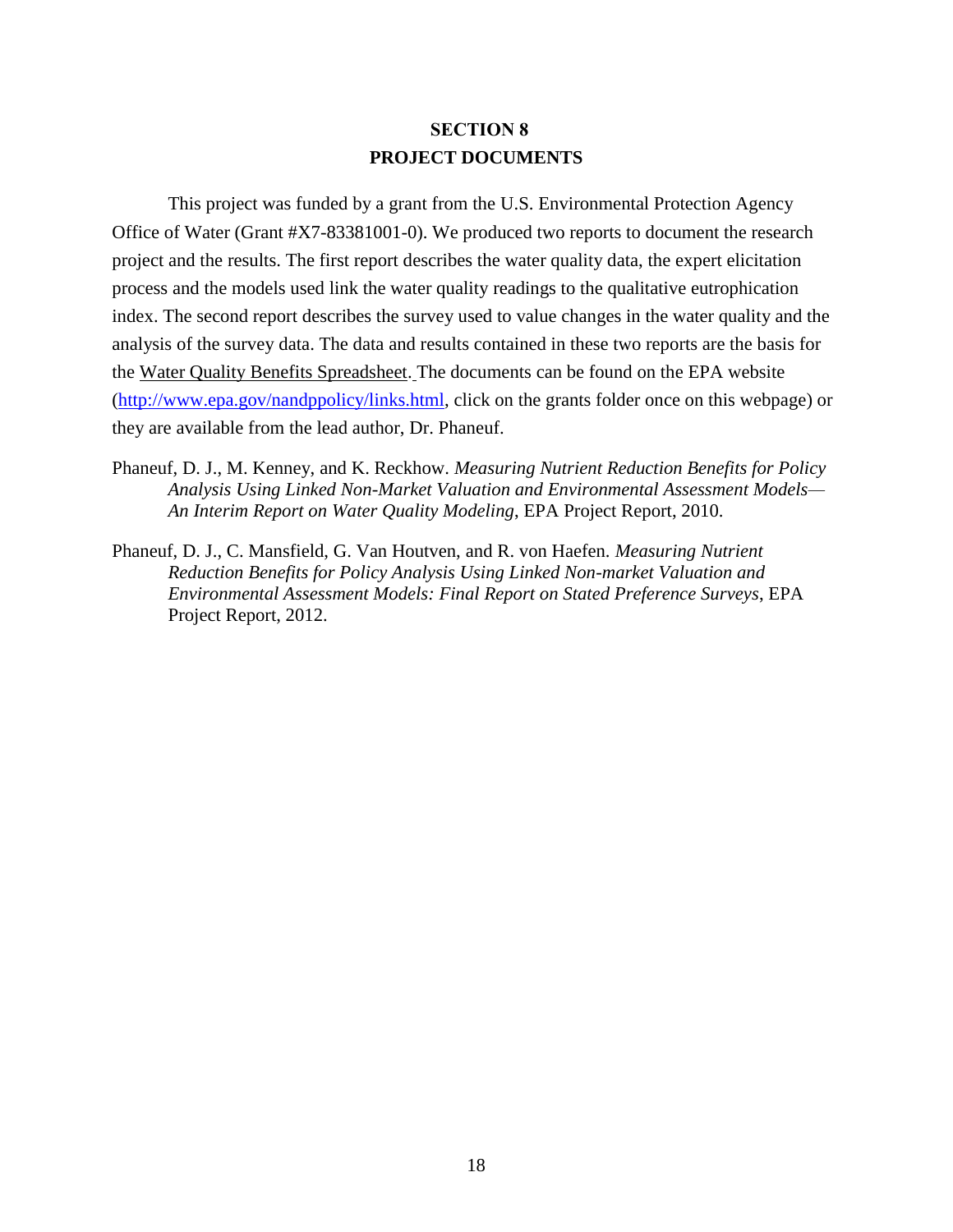# SECTION 8
# PROJECT DOCUMENTS

This project was funded by a grant from the U.S. Environmental Protection Agency Office of Water (Grant #X7-83381001-0). We produced two reports to document the research project and the results. The first report describes the water quality data, the expert elicitation process and the models used link the water quality readings to the qualitative eutrophication index. The second report describes the survey used to value changes in the water quality and the analysis of the survey data. The data and results contained in these two reports are the basis for the Water Quality Benefits Spreadsheet. The documents can be found on the EPA website (http://www.epa.gov/nandppolicy/links.html, click on the grants folder once on this webpage) or they are available from the lead author, Dr. Phaneuf.

Phaneuf, D. J., M. Kenney, and K. Reckhow. *Measuring Nutrient Reduction Benefits for Policy Analysis Using Linked Non-Market Valuation and Environmental Assessment Models—An Interim Report on Water Quality Modeling*, EPA Project Report, 2010.

Phaneuf, D. J., C. Mansfield, G. Van Houtven, and R. von Haefen. *Measuring Nutrient Reduction Benefits for Policy Analysis Using Linked Non-market Valuation and Environmental Assessment Models: Final Report on Stated Preference Surveys*, EPA Project Report, 2012.